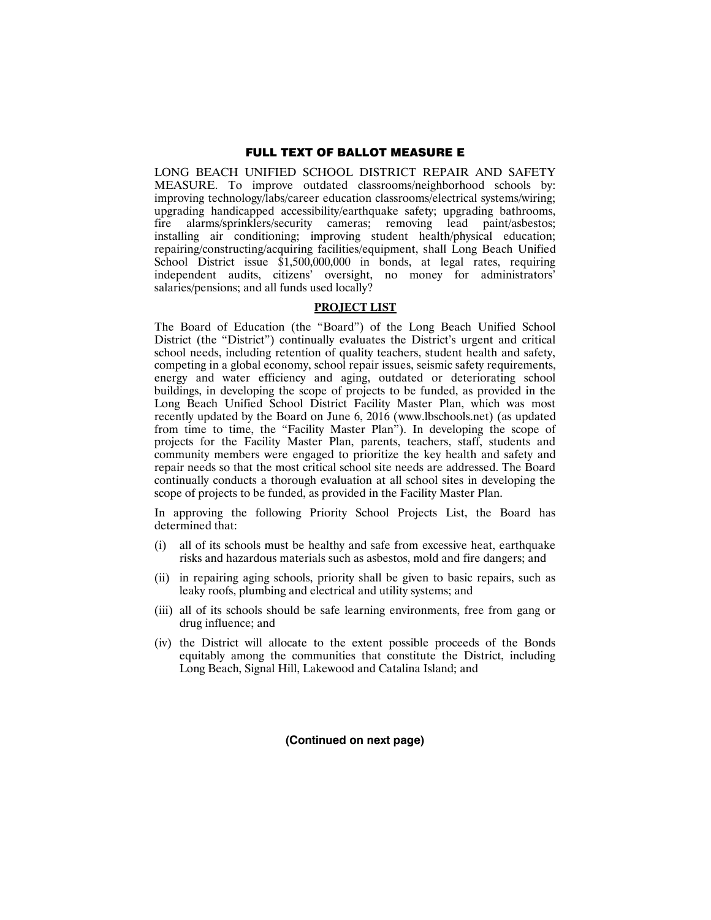# FULL TEXT OF BALLOT MEASURE E

LONG BEACH UNIFIED SCHOOL DISTRICT REPAIR AND SAFETY MEASURE. To improve outdated classrooms/neighborhood schools by: improving technology/labs/career education classrooms/electrical systems/wiring; upgrading handicapped accessibility/earthquake safety; upgrading bathrooms, fire alarms/sprinklers/security cameras; removing lead paint/asbestos; installing air conditioning; improving student health/physical education; repairing/constructing/acquiring facilities/equipment, shall Long Beach Unified School District issue $1,500,000,000 in bonds, at legal rates, requiring independent audits, citizens' oversight, no money for administrators' salaries/pensions; and all funds used locally?

## PROJECT LIST

The Board of Education (the "Board") of the Long Beach Unified School District (the "District") continually evaluates the District's urgent and critical school needs, including retention of quality teachers, student health and safety, competing in a global economy, school repair issues, seismic safety requirements, energy and water efficiency and aging, outdated or deteriorating school buildings, in developing the scope of projects to be funded, as provided in the Long Beach Unified School District Facility Master Plan, which was most recently updated by the Board on June 6, 2016 (www.lbschools.net) (as updated from time to time, the "Facility Master Plan"). In developing the scope of projects for the Facility Master Plan, parents, teachers, staff, students and community members were engaged to prioritize the key health and safety and repair needs so that the most critical school site needs are addressed. The Board continually conducts a thorough evaluation at all school sites in developing the scope of projects to be funded, as provided in the Facility Master Plan.

In approving the following Priority School Projects List, the Board has determined that:

(i) all of its schools must be healthy and safe from excessive heat, earthquake risks and hazardous materials such as asbestos, mold and fire dangers; and

(ii) in repairing aging schools, priority shall be given to basic repairs, such as leaky roofs, plumbing and electrical and utility systems; and

(iii) all of its schools should be safe learning environments, free from gang or drug influence; and

(iv) the District will allocate to the extent possible proceeds of the Bonds equitably among the communities that constitute the District, including Long Beach, Signal Hill, Lakewood and Catalina Island; and

**(Continued on next page)**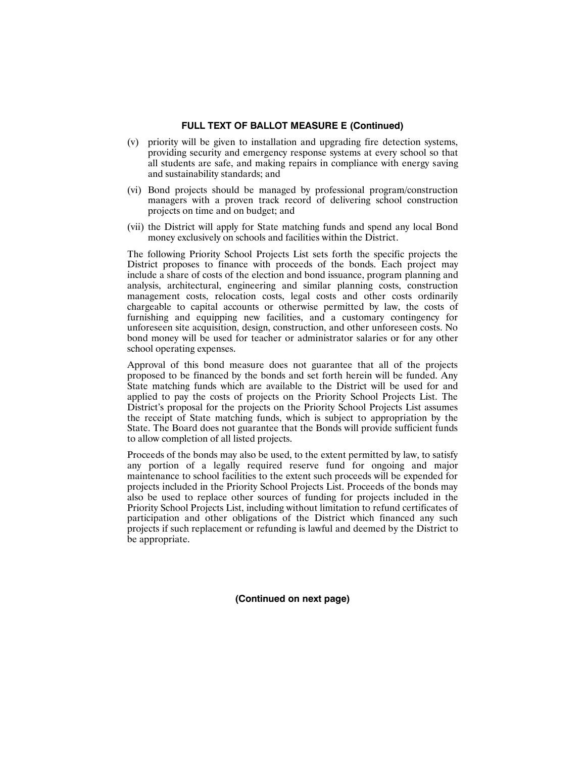**FULL TEXT OF BALLOT MEASURE E (Continued)**

(v) priority will be given to installation and upgrading fire detection systems, providing security and emergency response systems at every school so that all students are safe, and making repairs in compliance with energy saving and sustainability standards; and

(vi) Bond projects should be managed by professional program/construction managers with a proven track record of delivering school construction projects on time and on budget; and

(vii) the District will apply for State matching funds and spend any local Bond money exclusively on schools and facilities within the District.

The following Priority School Projects List sets forth the specific projects the District proposes to finance with proceeds of the bonds. Each project may include a share of costs of the election and bond issuance, program planning and analysis, architectural, engineering and similar planning costs, construction management costs, relocation costs, legal costs and other costs ordinarily chargeable to capital accounts or otherwise permitted by law, the costs of furnishing and equipping new facilities, and a customary contingency for unforeseen site acquisition, design, construction, and other unforeseen costs. No bond money will be used for teacher or administrator salaries or for any other school operating expenses.

Approval of this bond measure does not guarantee that all of the projects proposed to be financed by the bonds and set forth herein will be funded. Any State matching funds which are available to the District will be used for and applied to pay the costs of projects on the Priority School Projects List. The District's proposal for the projects on the Priority School Projects List assumes the receipt of State matching funds, which is subject to appropriation by the State. The Board does not guarantee that the Bonds will provide sufficient funds to allow completion of all listed projects.

Proceeds of the bonds may also be used, to the extent permitted by law, to satisfy any portion of a legally required reserve fund for ongoing and major maintenance to school facilities to the extent such proceeds will be expended for projects included in the Priority School Projects List. Proceeds of the bonds may also be used to replace other sources of funding for projects included in the Priority School Projects List, including without limitation to refund certificates of participation and other obligations of the District which financed any such projects if such replacement or refunding is lawful and deemed by the District to be appropriate.

**(Continued on next page)**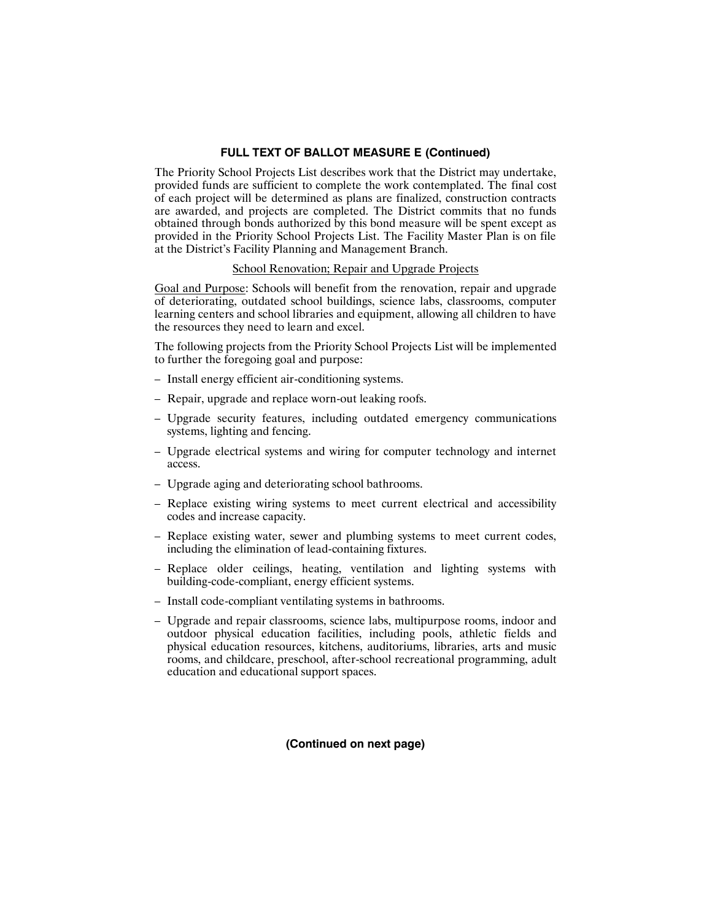**FULL TEXT OF BALLOT MEASURE E (Continued)**

The Priority School Projects List describes work that the District may undertake, provided funds are sufficient to complete the work contemplated. The final cost of each project will be determined as plans are finalized, construction contracts are awarded, and projects are completed. The District commits that no funds obtained through bonds authorized by this bond measure will be spent except as provided in the Priority School Projects List. The Facility Master Plan is on file at the District's Facility Planning and Management Branch.

School Renovation; Repair and Upgrade Projects

Goal and Purpose: Schools will benefit from the renovation, repair and upgrade of deteriorating, outdated school buildings, science labs, classrooms, computer learning centers and school libraries and equipment, allowing all children to have the resources they need to learn and excel.

The following projects from the Priority School Projects List will be implemented to further the foregoing goal and purpose:

- Install energy efficient air-conditioning systems.
- Repair, upgrade and replace worn-out leaking roofs.
- Upgrade security features, including outdated emergency communications systems, lighting and fencing.
- Upgrade electrical systems and wiring for computer technology and internet access.
- Upgrade aging and deteriorating school bathrooms.
- Replace existing wiring systems to meet current electrical and accessibility codes and increase capacity.
- Replace existing water, sewer and plumbing systems to meet current codes, including the elimination of lead-containing fixtures.
- Replace older ceilings, heating, ventilation and lighting systems with building-code-compliant, energy efficient systems.
- Install code-compliant ventilating systems in bathrooms.
- Upgrade and repair classrooms, science labs, multipurpose rooms, indoor and outdoor physical education facilities, including pools, athletic fields and physical education resources, kitchens, auditoriums, libraries, arts and music rooms, and childcare, preschool, after-school recreational programming, adult education and educational support spaces.

**(Continued on next page)**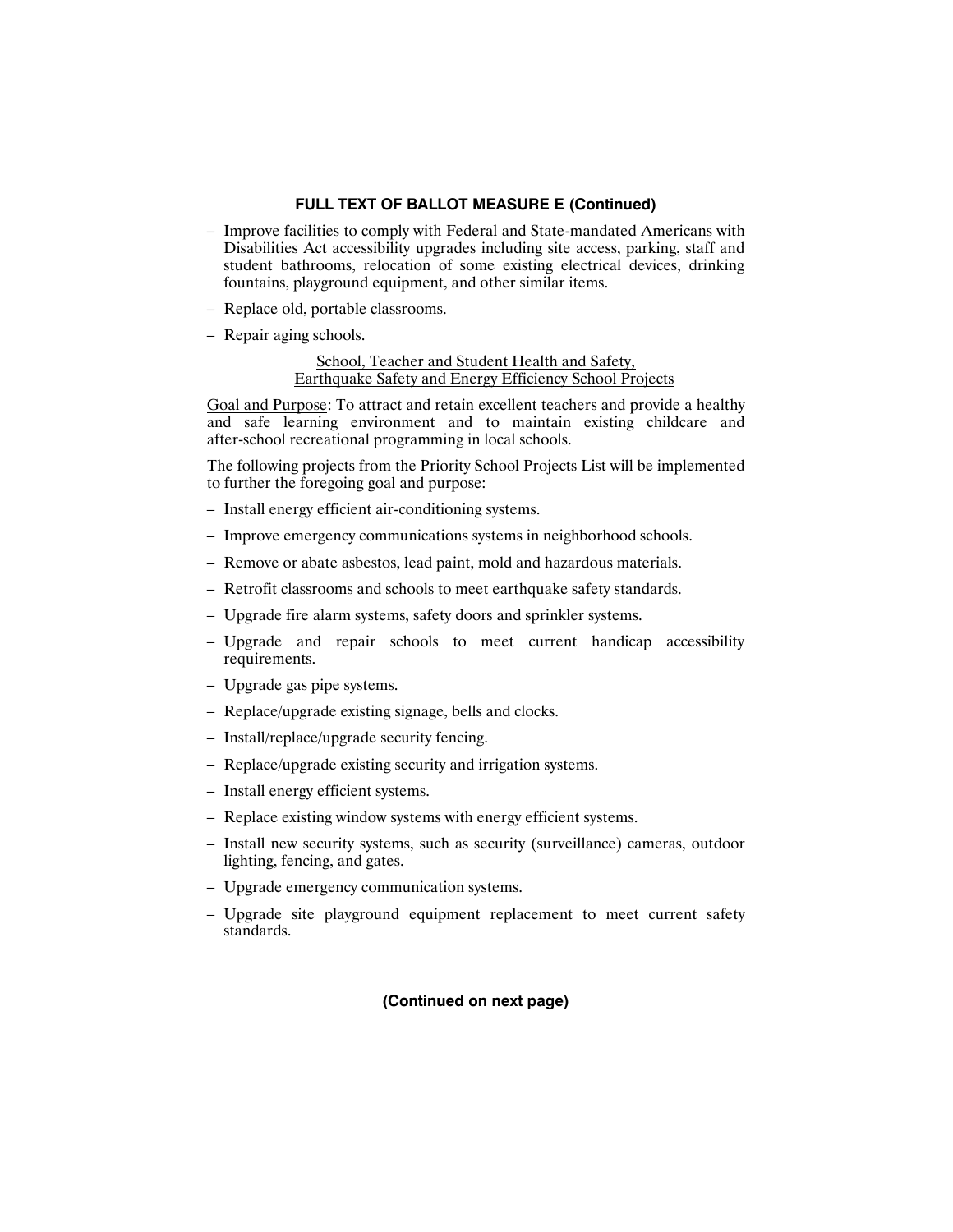**FULL TEXT OF BALLOT MEASURE E (Continued)**

- Improve facilities to comply with Federal and State-mandated Americans with Disabilities Act accessibility upgrades including site access, parking, staff and student bathrooms, relocation of some existing electrical devices, drinking fountains, playground equipment, and other similar items.
- Replace old, portable classrooms.
- Repair aging schools.

School, Teacher and Student Health and Safety, Earthquake Safety and Energy Efficiency School Projects

Goal and Purpose: To attract and retain excellent teachers and provide a healthy and safe learning environment and to maintain existing childcare and after-school recreational programming in local schools.

The following projects from the Priority School Projects List will be implemented to further the foregoing goal and purpose:

- Install energy efficient air-conditioning systems.
- Improve emergency communications systems in neighborhood schools.
- Remove or abate asbestos, lead paint, mold and hazardous materials.
- Retrofit classrooms and schools to meet earthquake safety standards.
- Upgrade fire alarm systems, safety doors and sprinkler systems.
- Upgrade and repair schools to meet current handicap accessibility requirements.
- Upgrade gas pipe systems.
- Replace/upgrade existing signage, bells and clocks.
- Install/replace/upgrade security fencing.
- Replace/upgrade existing security and irrigation systems.
- Install energy efficient systems.
- Replace existing window systems with energy efficient systems.
- Install new security systems, such as security (surveillance) cameras, outdoor lighting, fencing, and gates.
- Upgrade emergency communication systems.
- Upgrade site playground equipment replacement to meet current safety standards.

**(Continued on next page)**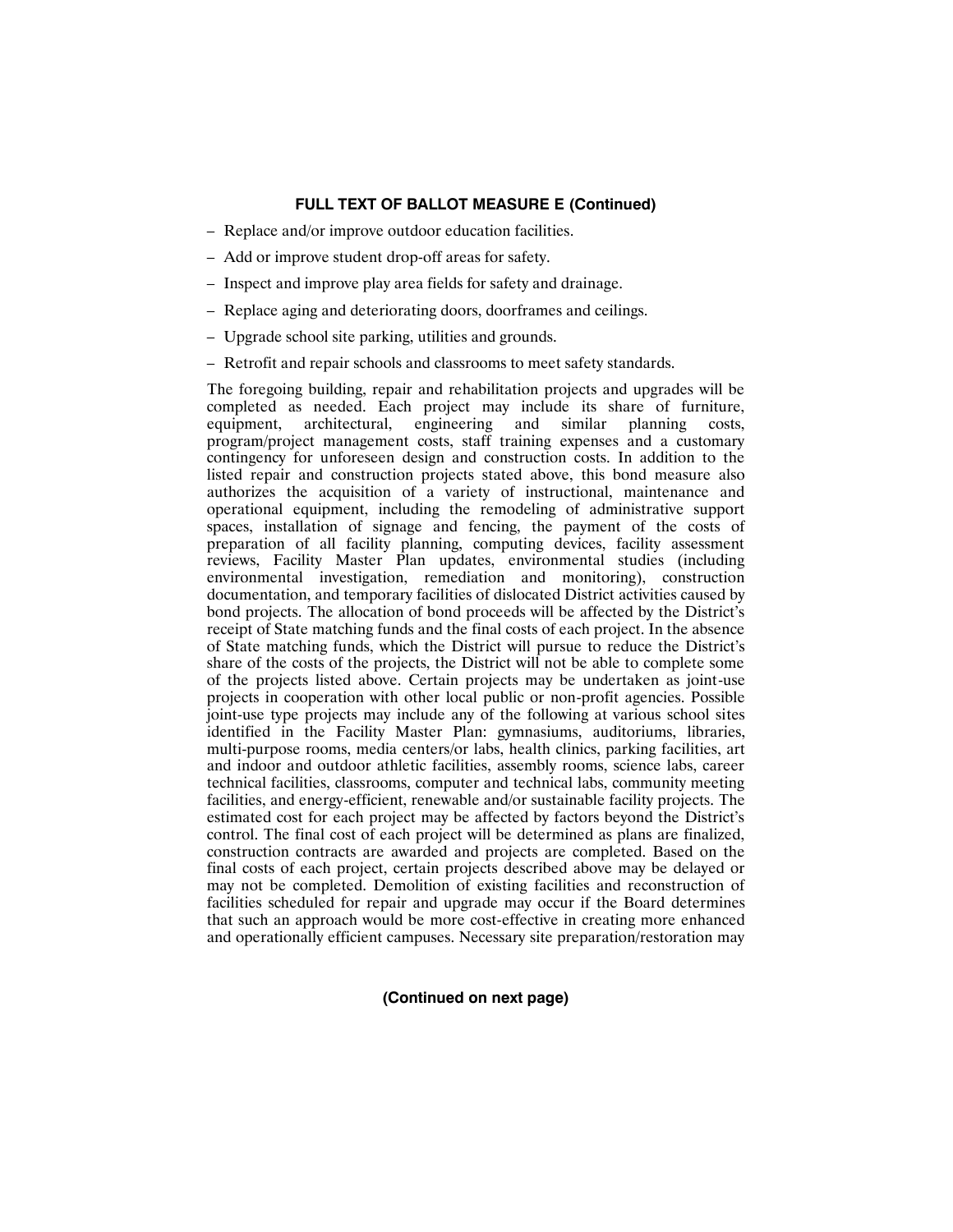**FULL TEXT OF BALLOT MEASURE E (Continued)**

– Replace and/or improve outdoor education facilities.

– Add or improve student drop-off areas for safety.

– Inspect and improve play area fields for safety and drainage.

– Replace aging and deteriorating doors, doorframes and ceilings.

– Upgrade school site parking, utilities and grounds.

– Retrofit and repair schools and classrooms to meet safety standards.

The foregoing building, repair and rehabilitation projects and upgrades will be completed as needed. Each project may include its share of furniture, equipment, architectural, engineering and similar planning costs, program/project management costs, staff training expenses and a customary contingency for unforeseen design and construction costs. In addition to the listed repair and construction projects stated above, this bond measure also authorizes the acquisition of a variety of instructional, maintenance and operational equipment, including the remodeling of administrative support spaces, installation of signage and fencing, the payment of the costs of preparation of all facility planning, computing devices, facility assessment reviews, Facility Master Plan updates, environmental studies (including environmental investigation, remediation and monitoring), construction documentation, and temporary facilities of dislocated District activities caused by bond projects. The allocation of bond proceeds will be affected by the District's receipt of State matching funds and the final costs of each project. In the absence of State matching funds, which the District will pursue to reduce the District's share of the costs of the projects, the District will not be able to complete some of the projects listed above. Certain projects may be undertaken as joint-use projects in cooperation with other local public or non-profit agencies. Possible joint-use type projects may include any of the following at various school sites identified in the Facility Master Plan: gymnasiums, auditoriums, libraries, multi-purpose rooms, media centers/or labs, health clinics, parking facilities, art and indoor and outdoor athletic facilities, assembly rooms, science labs, career technical facilities, classrooms, computer and technical labs, community meeting facilities, and energy-efficient, renewable and/or sustainable facility projects. The estimated cost for each project may be affected by factors beyond the District's control. The final cost of each project will be determined as plans are finalized, construction contracts are awarded and projects are completed. Based on the final costs of each project, certain projects described above may be delayed or may not be completed. Demolition of existing facilities and reconstruction of facilities scheduled for repair and upgrade may occur if the Board determines that such an approach would be more cost-effective in creating more enhanced and operationally efficient campuses. Necessary site preparation/restoration may

**(Continued on next page)**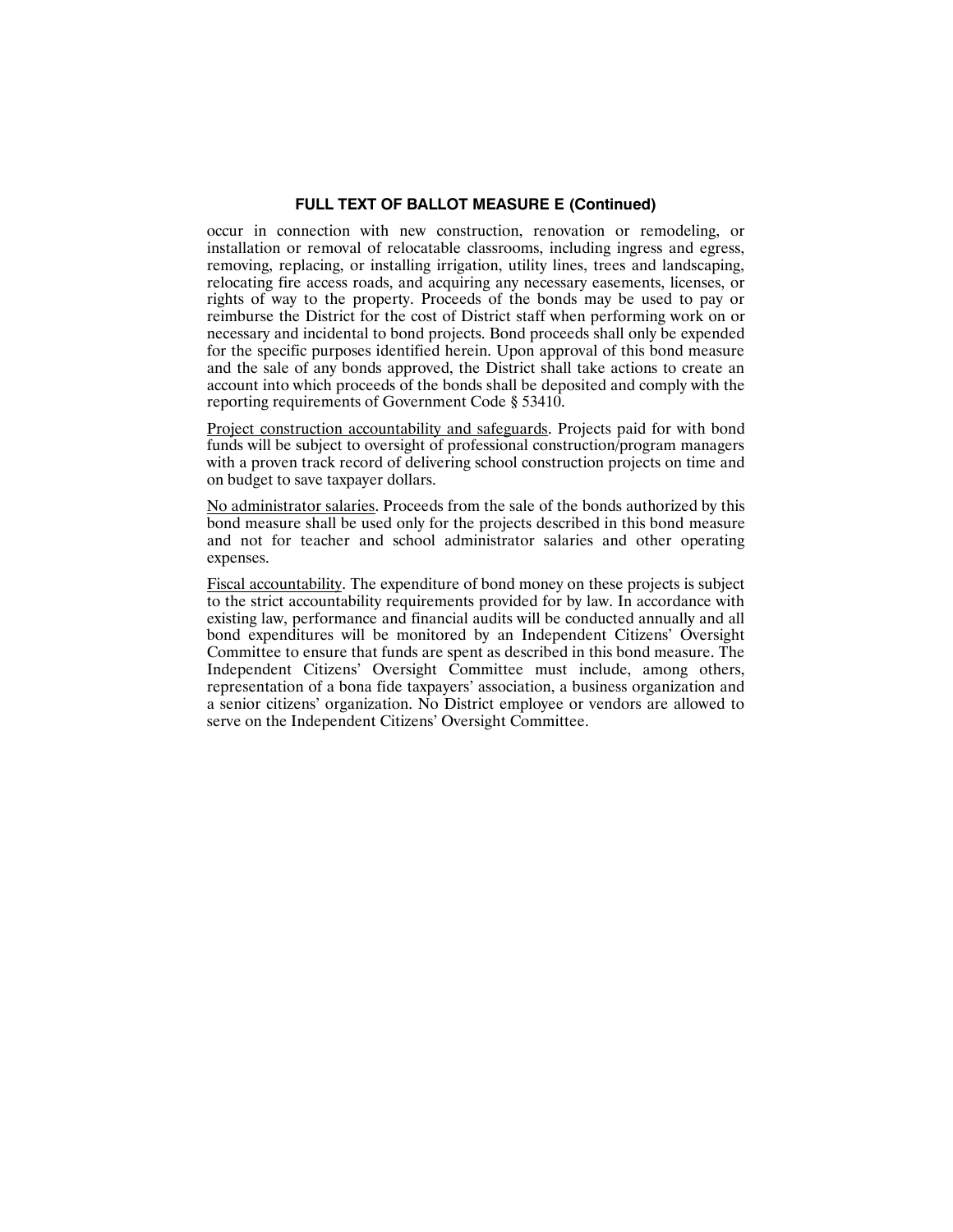**FULL TEXT OF BALLOT MEASURE E (Continued)**

occur in connection with new construction, renovation or remodeling, or installation or removal of relocatable classrooms, including ingress and egress, removing, replacing, or installing irrigation, utility lines, trees and landscaping, relocating fire access roads, and acquiring any necessary easements, licenses, or rights of way to the property. Proceeds of the bonds may be used to pay or reimburse the District for the cost of District staff when performing work on or necessary and incidental to bond projects. Bond proceeds shall only be expended for the specific purposes identified herein. Upon approval of this bond measure and the sale of any bonds approved, the District shall take actions to create an account into which proceeds of the bonds shall be deposited and comply with the reporting requirements of Government Code § 53410.

<u>Project construction accountability and safeguards</u>. Projects paid for with bond funds will be subject to oversight of professional construction/program managers with a proven track record of delivering school construction projects on time and on budget to save taxpayer dollars.

<u>No administrator salaries</u>. Proceeds from the sale of the bonds authorized by this bond measure shall be used only for the projects described in this bond measure and not for teacher and school administrator salaries and other operating expenses.

<u>Fiscal accountability</u>. The expenditure of bond money on these projects is subject to the strict accountability requirements provided for by law. In accordance with existing law, performance and financial audits will be conducted annually and all bond expenditures will be monitored by an Independent Citizens' Oversight Committee to ensure that funds are spent as described in this bond measure. The Independent Citizens' Oversight Committee must include, among others, representation of a bona fide taxpayers' association, a business organization and a senior citizens' organization. No District employee or vendors are allowed to serve on the Independent Citizens' Oversight Committee.